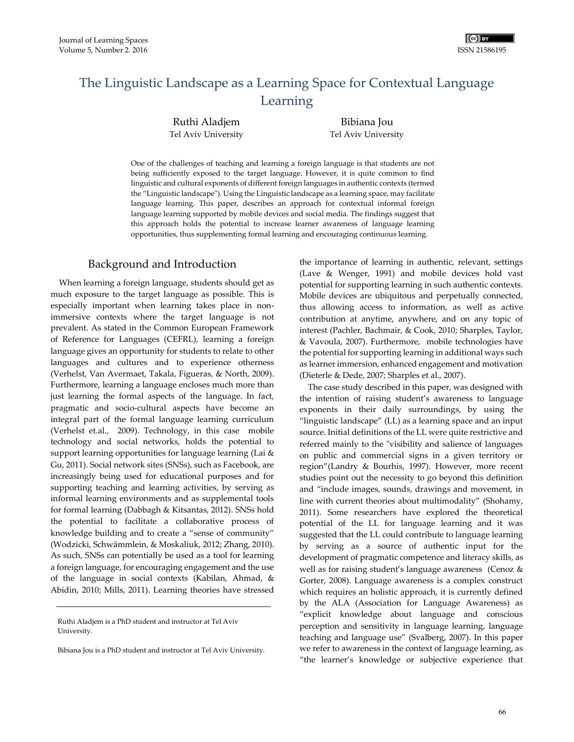// Convert the page to Markdown
# The Linguistic Landscape as a Learning Space for Contextual Language Learning

Ruthi Aladjem
Tel Aviv University

Bibiana Jou
Tel Aviv University

One of the challenges of teaching and learning a foreign language is that students are not being sufficiently exposed to the target language. However, it is quite common to find linguistic and cultural exponents of different foreign languages in authentic contexts (termed the "Linguistic landscape"). Using the Linguistic landscape as a learning space, may facilitate language learning. This paper, describes an approach for contextual informal foreign language learning supported by mobile devices and social media. The findings suggest that this approach holds the potential to increase learner awareness of language learning opportunities, thus supplementing formal learning and encouraging continuous learning.

## Background and Introduction

When learning a foreign language, students should get as much exposure to the target language as possible. This is especially important when learning takes place in non-immersive contexts where the target language is not prevalent. As stated in the Common European Framework of Reference for Languages (CEFRL), learning a foreign language gives an opportunity for students to relate to other languages and cultures and to experience otherness (Verhelst, Van Avermaet, Takala, Figueras, & North, 2009). Furthermore, learning a language encloses much more than just learning the formal aspects of the language. In fact, pragmatic and socio-cultural aspects have become an integral part of the formal language learning curriculum (Verhelst et.al., 2009). Technology, in this case mobile technology and social networks, holds the potential to support learning opportunities for language learning (Lai & Gu, 2011). Social network sites (SNSs), such as Facebook, are increasingly being used for educational purposes and for supporting teaching and learning activities, by serving as informal learning environments and as supplemental tools for formal learning (Dabbagh & Kitsantas, 2012). SNSs hold the potential to facilitate a collaborative process of knowledge building and to create a "sense of community" (Wodzicki, Schwämmlein, & Moskaliuk, 2012; Zhang, 2010). As such, SNSs can potentially be used as a tool for learning a foreign language, for encouraging engagement and the use of the language in social contexts (Kabilan, Ahmad, & Abidin, 2010; Mills, 2011). Learning theories have stressed the importance of learning in authentic, relevant, settings (Lave & Wenger, 1991) and mobile devices hold vast potential for supporting learning in such authentic contexts. Mobile devices are ubiquitous and perpetually connected, thus allowing access to information, as well as active contribution at anytime, anywhere, and on any topic of interest (Pachler, Bachmair, & Cook, 2010; Sharples, Taylor, & Vavoula, 2007). Furthermore, mobile technologies have the potential for supporting learning in additional ways such as learner immersion, enhanced engagement and motivation (Dieterle & Dede, 2007; Sharples et al., 2007).

The case study described in this paper, was designed with the intention of raising student's awareness to language exponents in their daily surroundings, by using the "linguistic landscape" (LL) as a learning space and an input source. Initial definitions of the LL were quite restrictive and referred mainly to the "visibility and salience of languages on public and commercial signs in a given territory or region"(Landry & Bourhis, 1997). However, more recent studies point out the necessity to go beyond this definition and "include images, sounds, drawings and movement, in line with current theories about multimodality" (Shohamy, 2011). Some researchers have explored the theoretical potential of the LL for language learning and it was suggested that the LL could contribute to language learning by serving as a source of authentic input for the development of pragmatic competence and literacy skills, as well as for raising student's language awareness (Cenoz & Gorter, 2008). Language awareness is a complex construct which requires an holistic approach, it is currently defined by the ALA (Association for Language Awareness) as "explicit knowledge about language and conscious perception and sensitivity in language learning, language teaching and language use" (Svalberg, 2007). In this paper we refer to awareness in the context of language learning, as "the learner's knowledge or subjective experience that

---

Ruthi Aladjem is a PhD student and instructor at Tel Aviv University.

Bibiana Jou is a PhD student and instructor at Tel Aviv University.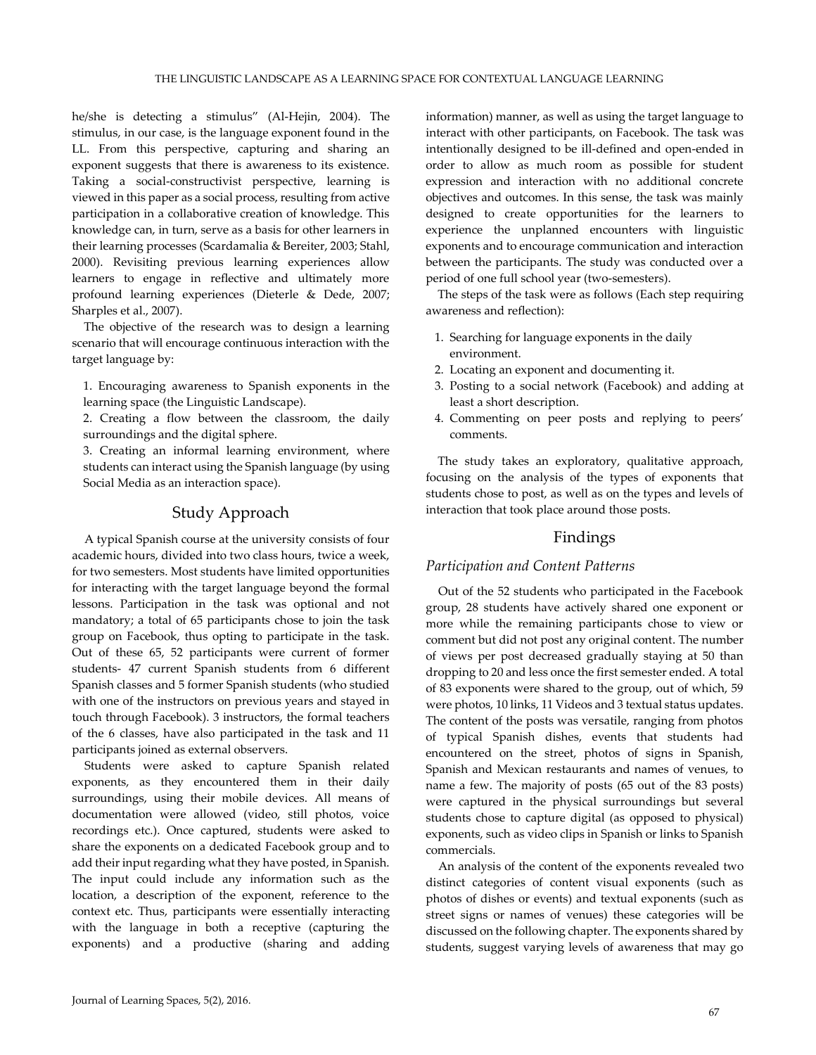he/she is detecting a stimulus" (Al-Hejin, 2004). The stimulus, in our case, is the language exponent found in the LL. From this perspective, capturing and sharing an exponent suggests that there is awareness to its existence. Taking a social-constructivist perspective, learning is viewed in this paper as a social process, resulting from active participation in a collaborative creation of knowledge. This knowledge can, in turn, serve as a basis for other learners in their learning processes (Scardamalia & Bereiter, 2003; Stahl, 2000). Revisiting previous learning experiences allow learners to engage in reflective and ultimately more profound learning experiences (Dieterle & Dede, 2007; Sharples et al., 2007).

The objective of the research was to design a learning scenario that will encourage continuous interaction with the target language by:

1. Encouraging awareness to Spanish exponents in the learning space (the Linguistic Landscape).
2. Creating a flow between the classroom, the daily surroundings and the digital sphere.
3. Creating an informal learning environment, where students can interact using the Spanish language (by using Social Media as an interaction space).

## Study Approach

A typical Spanish course at the university consists of four academic hours, divided into two class hours, twice a week, for two semesters. Most students have limited opportunities for interacting with the target language beyond the formal lessons. Participation in the task was optional and not mandatory; a total of 65 participants chose to join the task group on Facebook, thus opting to participate in the task. Out of these 65, 52 participants were current of former students- 47 current Spanish students from 6 different Spanish classes and 5 former Spanish students (who studied with one of the instructors on previous years and stayed in touch through Facebook). 3 instructors, the formal teachers of the 6 classes, have also participated in the task and 11 participants joined as external observers.

Students were asked to capture Spanish related exponents, as they encountered them in their daily surroundings, using their mobile devices. All means of documentation were allowed (video, still photos, voice recordings etc.). Once captured, students were asked to share the exponents on a dedicated Facebook group and to add their input regarding what they have posted, in Spanish. The input could include any information such as the location, a description of the exponent, reference to the context etc. Thus, participants were essentially interacting with the language in both a receptive (capturing the exponents) and a productive (sharing and adding information) manner, as well as using the target language to interact with other participants, on Facebook. The task was intentionally designed to be ill-defined and open-ended in order to allow as much room as possible for student expression and interaction with no additional concrete objectives and outcomes. In this sense, the task was mainly designed to create opportunities for the learners to experience the unplanned encounters with linguistic exponents and to encourage communication and interaction between the participants. The study was conducted over a period of one full school year (two-semesters).

The steps of the task were as follows (Each step requiring awareness and reflection):

1. Searching for language exponents in the daily environment.
2. Locating an exponent and documenting it.
3. Posting to a social network (Facebook) and adding at least a short description.
4. Commenting on peer posts and replying to peers' comments.

The study takes an exploratory, qualitative approach, focusing on the analysis of the types of exponents that students chose to post, as well as on the types and levels of interaction that took place around those posts.

## Findings

### *Participation and Content Patterns*

Out of the 52 students who participated in the Facebook group, 28 students have actively shared one exponent or more while the remaining participants chose to view or comment but did not post any original content. The number of views per post decreased gradually staying at 50 than dropping to 20 and less once the first semester ended. A total of 83 exponents were shared to the group, out of which, 59 were photos, 10 links, 11 Videos and 3 textual status updates. The content of the posts was versatile, ranging from photos of typical Spanish dishes, events that students had encountered on the street, photos of signs in Spanish, Spanish and Mexican restaurants and names of venues, to name a few. The majority of posts (65 out of the 83 posts) were captured in the physical surroundings but several students chose to capture digital (as opposed to physical) exponents, such as video clips in Spanish or links to Spanish commercials.

An analysis of the content of the exponents revealed two distinct categories of content visual exponents (such as photos of dishes or events) and textual exponents (such as street signs or names of venues) these categories will be discussed on the following chapter. The exponents shared by students, suggest varying levels of awareness that may go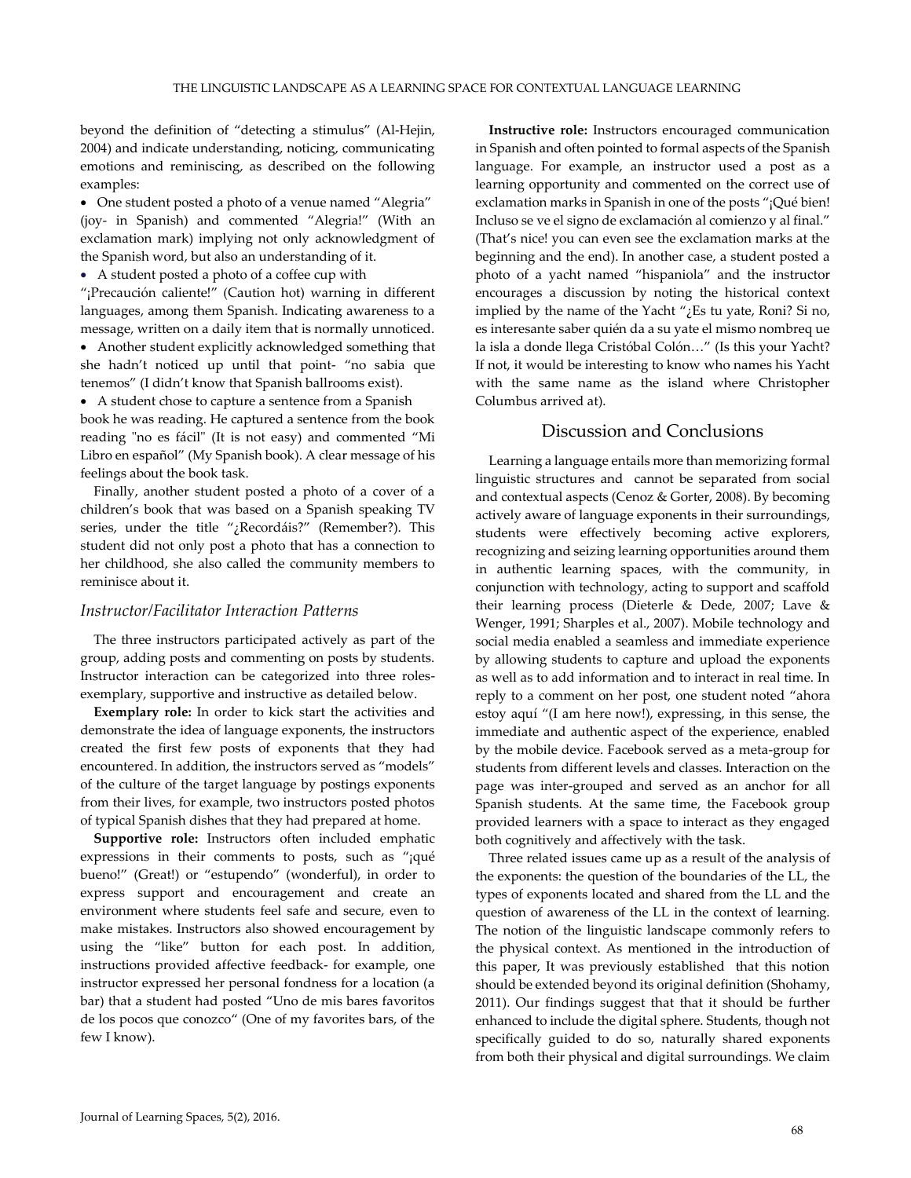beyond the definition of "detecting a stimulus" (Al-Hejin, 2004) and indicate understanding, noticing, communicating emotions and reminiscing, as described on the following examples:

- One student posted a photo of a venue named "Alegria" (joy- in Spanish) and commented "Alegria!" (With an exclamation mark) implying not only acknowledgment of the Spanish word, but also an understanding of it.
- A student posted a photo of a coffee cup with "¡Precaución caliente!" (Caution hot) warning in different languages, among them Spanish. Indicating awareness to a message, written on a daily item that is normally unnoticed.
- Another student explicitly acknowledged something that she hadn't noticed up until that point- "no sabia que tenemos" (I didn't know that Spanish ballrooms exist).
- A student chose to capture a sentence from a Spanish book he was reading. He captured a sentence from the book reading "no es fácil" (It is not easy) and commented "Mi Libro en español" (My Spanish book). A clear message of his feelings about the book task.

Finally, another student posted a photo of a cover of a children's book that was based on a Spanish speaking TV series, under the title "¿Recordáis?" (Remember?). This student did not only post a photo that has a connection to her childhood, she also called the community members to reminisce about it.

### *Instructor/Facilitator Interaction Patterns*

The three instructors participated actively as part of the group, adding posts and commenting on posts by students. Instructor interaction can be categorized into three roles- exemplary, supportive and instructive as detailed below.

**Exemplary role:** In order to kick start the activities and demonstrate the idea of language exponents, the instructors created the first few posts of exponents that they had encountered. In addition, the instructors served as "models" of the culture of the target language by postings exponents from their lives, for example, two instructors posted photos of typical Spanish dishes that they had prepared at home.

**Supportive role:** Instructors often included emphatic expressions in their comments to posts, such as "¡qué bueno!" (Great!) or "estupendo" (wonderful), in order to express support and encouragement and create an environment where students feel safe and secure, even to make mistakes. Instructors also showed encouragement by using the "like" button for each post. In addition, instructions provided affective feedback- for example, one instructor expressed her personal fondness for a location (a bar) that a student had posted "Uno de mis bares favoritos de los pocos que conozco" (One of my favorites bars, of the few I know).

**Instructive role:** Instructors encouraged communication in Spanish and often pointed to formal aspects of the Spanish language. For example, an instructor used a post as a learning opportunity and commented on the correct use of exclamation marks in Spanish in one of the posts "¡Qué bien! Incluso se ve el signo de exclamación al comienzo y al final." (That's nice! you can even see the exclamation marks at the beginning and the end). In another case, a student posted a photo of a yacht named "hispaniola" and the instructor encourages a discussion by noting the historical context implied by the name of the Yacht "¿Es tu yate, Roni? Si no, es interesante saber quién da a su yate el mismo nombreq ue la isla a donde llega Cristóbal Colón…" (Is this your Yacht? If not, it would be interesting to know who names his Yacht with the same name as the island where Christopher Columbus arrived at).

## Discussion and Conclusions

Learning a language entails more than memorizing formal linguistic structures and cannot be separated from social and contextual aspects (Cenoz & Gorter, 2008). By becoming actively aware of language exponents in their surroundings, students were effectively becoming active explorers, recognizing and seizing learning opportunities around them in authentic learning spaces, with the community, in conjunction with technology, acting to support and scaffold their learning process (Dieterle & Dede, 2007; Lave & Wenger, 1991; Sharples et al., 2007). Mobile technology and social media enabled a seamless and immediate experience by allowing students to capture and upload the exponents as well as to add information and to interact in real time. In reply to a comment on her post, one student noted "ahora estoy aquí "(I am here now!), expressing, in this sense, the immediate and authentic aspect of the experience, enabled by the mobile device. Facebook served as a meta-group for students from different levels and classes. Interaction on the page was inter-grouped and served as an anchor for all Spanish students. At the same time, the Facebook group provided learners with a space to interact as they engaged both cognitively and affectively with the task.

Three related issues came up as a result of the analysis of the exponents: the question of the boundaries of the LL, the types of exponents located and shared from the LL and the question of awareness of the LL in the context of learning. The notion of the linguistic landscape commonly refers to the physical context. As mentioned in the introduction of this paper, It was previously established that this notion should be extended beyond its original definition (Shohamy, 2011). Our findings suggest that that it should be further enhanced to include the digital sphere. Students, though not specifically guided to do so, naturally shared exponents from both their physical and digital surroundings. We claim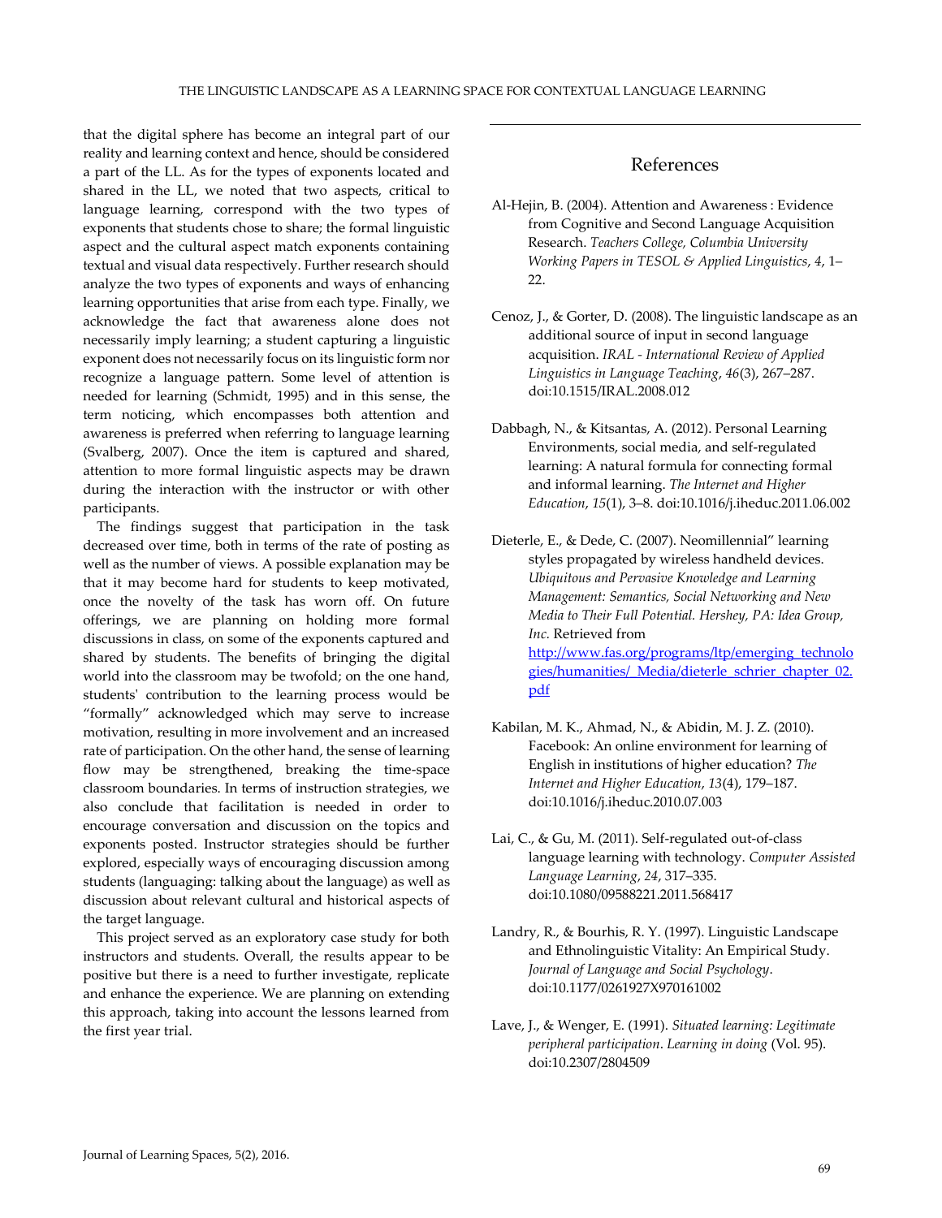that the digital sphere has become an integral part of our reality and learning context and hence, should be considered a part of the LL. As for the types of exponents located and shared in the LL, we noted that two aspects, critical to language learning, correspond with the two types of exponents that students chose to share; the formal linguistic aspect and the cultural aspect match exponents containing textual and visual data respectively. Further research should analyze the two types of exponents and ways of enhancing learning opportunities that arise from each type. Finally, we acknowledge the fact that awareness does not necessarily imply learning; a student capturing a linguistic exponent does not necessarily focus on its linguistic form nor recognize a language pattern. Some level of attention is needed for learning (Schmidt, 1995) and in this sense, the term noticing, which encompasses both attention and awareness is preferred when referring to language learning (Svalberg, 2007). Once the item is captured and shared, attention to more formal linguistic aspects may be drawn during the interaction with the instructor or with other participants.

The findings suggest that participation in the task decreased over time, both in terms of the rate of posting as well as the number of views. A possible explanation may be that it may become hard for students to keep motivated, once the novelty of the task has worn off. On future offerings, we are planning on holding more formal discussions in class, on some of the exponents captured and shared by students. The benefits of bringing the digital world into the classroom may be twofold; on the one hand, students' contribution to the learning process would be "formally" acknowledged which may serve to increase motivation, resulting in more involvement and an increased rate of participation. On the other hand, the sense of learning flow may be strengthened, breaking the time-space classroom boundaries. In terms of instruction strategies, we also conclude that facilitation is needed in order to encourage conversation and discussion on the topics and exponents posted. Instructor strategies should be further explored, especially ways of encouraging discussion among students (languaging: talking about the language) as well as discussion about relevant cultural and historical aspects of the target language.

This project served as an exploratory case study for both instructors and students. Overall, the results appear to be positive but there is a need to further investigate, replicate and enhance the experience. We are planning on extending this approach, taking into account the lessons learned from the first year trial.

## References

Al-Hejin, B. (2004). Attention and Awareness : Evidence from Cognitive and Second Language Acquisition Research. *Teachers College, Columbia University Working Papers in TESOL & Applied Linguistics*, *4*, 1–22.

Cenoz, J., & Gorter, D. (2008). The linguistic landscape as an additional source of input in second language acquisition. *IRAL - International Review of Applied Linguistics in Language Teaching*, *46*(3), 267–287. doi:10.1515/IRAL.2008.012

Dabbagh, N., & Kitsantas, A. (2012). Personal Learning Environments, social media, and self-regulated learning: A natural formula for connecting formal and informal learning. *The Internet and Higher Education*, *15*(1), 3–8. doi:10.1016/j.iheduc.2011.06.002

Dieterle, E., & Dede, C. (2007). Neomillennial" learning styles propagated by wireless handheld devices. *Ubiquitous and Pervasive Knowledge and Learning Management: Semantics, Social Networking and New Media to Their Full Potential. Hershey, PA: Idea Group, Inc.* Retrieved from http://www.fas.org/programs/ltp/emerging_technologies/humanities/_Media/dieterle_schrier_chapter_02.pdf

Kabilan, M. K., Ahmad, N., & Abidin, M. J. Z. (2010). Facebook: An online environment for learning of English in institutions of higher education? *The Internet and Higher Education*, *13*(4), 179–187. doi:10.1016/j.iheduc.2010.07.003

Lai, C., & Gu, M. (2011). Self-regulated out-of-class language learning with technology. *Computer Assisted Language Learning*, *24*, 317–335. doi:10.1080/09588221.2011.568417

Landry, R., & Bourhis, R. Y. (1997). Linguistic Landscape and Ethnolinguistic Vitality: An Empirical Study. *Journal of Language and Social Psychology*. doi:10.1177/0261927X970161002

Lave, J., & Wenger, E. (1991). *Situated learning: Legitimate peripheral participation*. *Learning in doing* (Vol. 95). doi:10.2307/2804509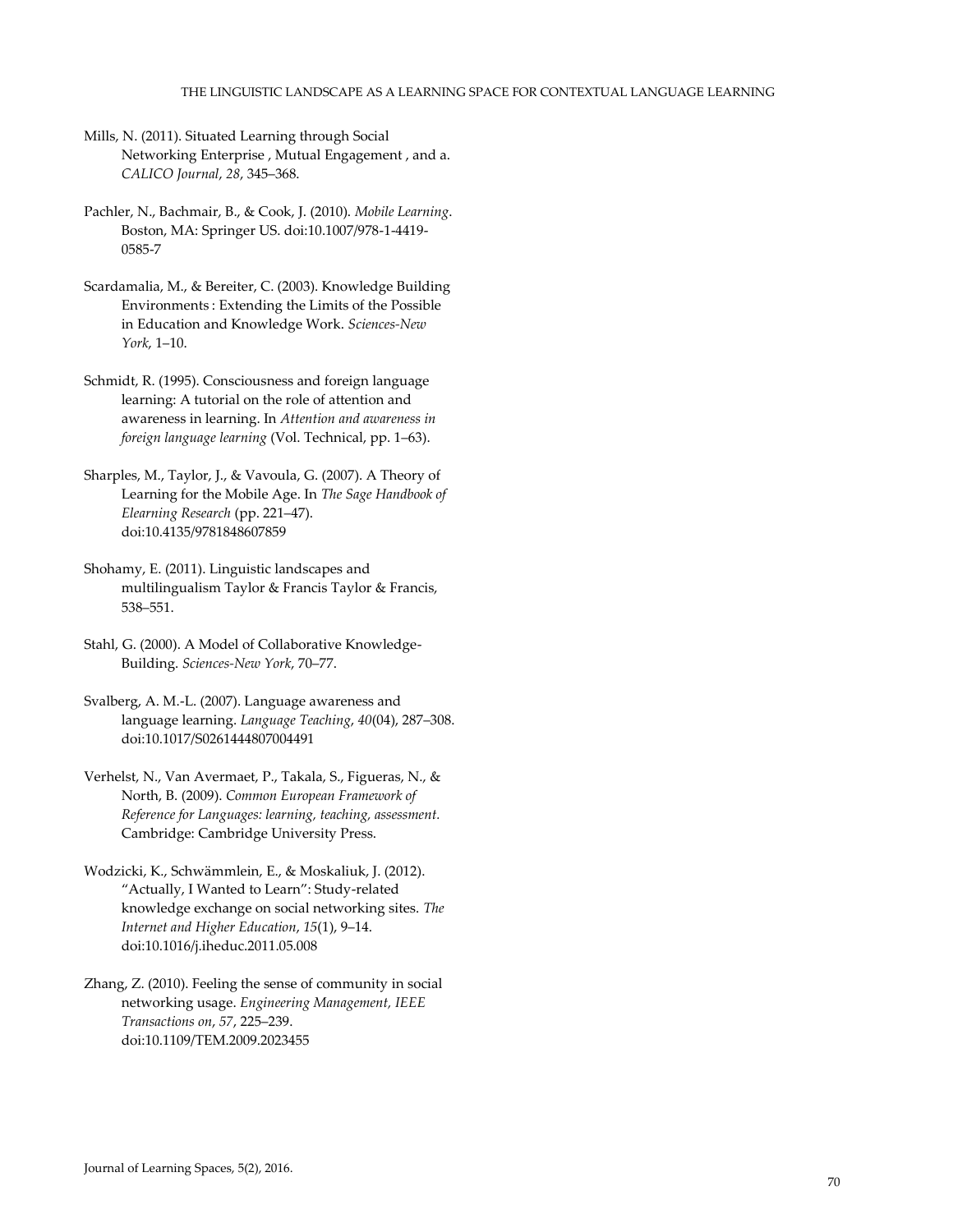Mills, N. (2011). Situated Learning through Social Networking Enterprise , Mutual Engagement , and a. *CALICO Journal*, *28*, 345–368.

Pachler, N., Bachmair, B., & Cook, J. (2010). *Mobile Learning*. Boston, MA: Springer US. doi:10.1007/978-1-4419-0585-7

Scardamalia, M., & Bereiter, C. (2003). Knowledge Building Environments : Extending the Limits of the Possible in Education and Knowledge Work. *Sciences-New York*, 1–10.

Schmidt, R. (1995). Consciousness and foreign language learning: A tutorial on the role of attention and awareness in learning. In *Attention and awareness in foreign language learning* (Vol. Technical, pp. 1–63).

Sharples, M., Taylor, J., & Vavoula, G. (2007). A Theory of Learning for the Mobile Age. In *The Sage Handbook of Elearning Research* (pp. 221–47). doi:10.4135/9781848607859

Shohamy, E. (2011). Linguistic landscapes and multilingualism Taylor & Francis Taylor & Francis, 538–551.

Stahl, G. (2000). A Model of Collaborative Knowledge-Building. *Sciences-New York*, 70–77.

Svalberg, A. M.-L. (2007). Language awareness and language learning. *Language Teaching*, *40*(04), 287–308. doi:10.1017/S0261444807004491

Verhelst, N., Van Avermaet, P., Takala, S., Figueras, N., & North, B. (2009). *Common European Framework of Reference for Languages: learning, teaching, assessment.* Cambridge: Cambridge University Press.

Wodzicki, K., Schwämmlein, E., & Moskaliuk, J. (2012). "Actually, I Wanted to Learn": Study-related knowledge exchange on social networking sites. *The Internet and Higher Education*, *15*(1), 9–14. doi:10.1016/j.iheduc.2011.05.008

Zhang, Z. (2010). Feeling the sense of community in social networking usage. *Engineering Management, IEEE Transactions on*, *57*, 225–239. doi:10.1109/TEM.2009.2023455